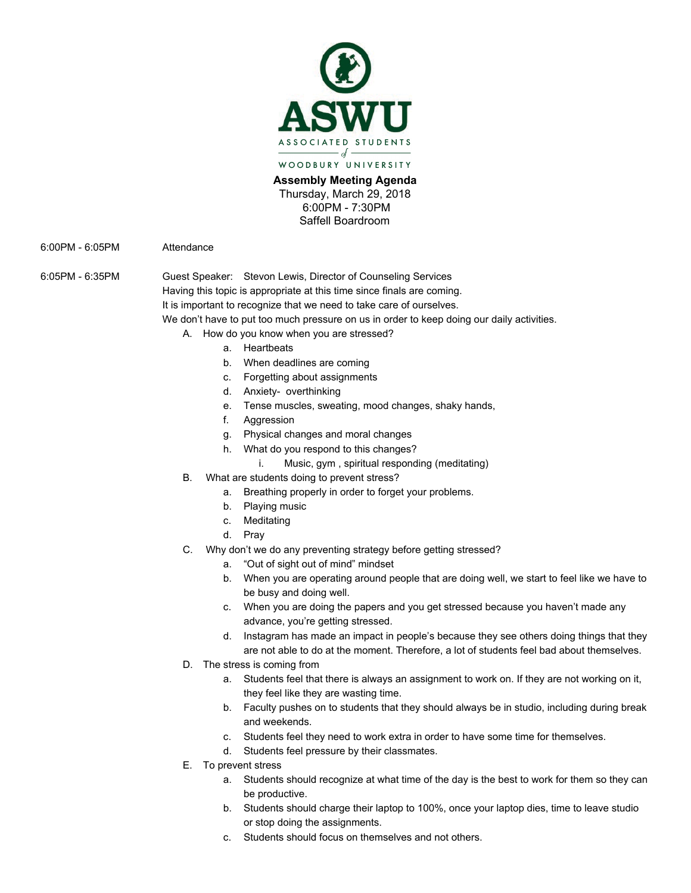**ASWU**

ASSOCIATED STUDENTS of WOODBURY UNIVERSITY

**Assembly Meeting Agenda**
Thursday, March 29, 2018
6:00PM - 7:30PM
Saffell Boardroom

6:00PM - 6:05PM Attendance

6:05PM - 6:35PM Guest Speaker: Stevon Lewis, Director of Counseling Services

Having this topic is appropriate at this time since finals are coming.
It is important to recognize that we need to take care of ourselves.
We don't have to put too much pressure on us in order to keep doing our daily activities.

A. How do you know when you are stressed?
   a. Heartbeats
   b. When deadlines are coming
   c. Forgetting about assignments
   d. Anxiety- overthinking
   e. Tense muscles, sweating, mood changes, shaky hands,
   f. Aggression
   g. Physical changes and moral changes
   h. What do you respond to this changes?
      i. Music, gym , spiritual responding (meditating)
B. What are students doing to prevent stress?
   a. Breathing properly in order to forget your problems.
   b. Playing music
   c. Meditating
   d. Pray
C. Why don't we do any preventing strategy before getting stressed?
   a. "Out of sight out of mind" mindset
   b. When you are operating around people that are doing well, we start to feel like we have to be busy and doing well.
   c. When you are doing the papers and you get stressed because you haven't made any advance, you're getting stressed.
   d. Instagram has made an impact in people's because they see others doing things that they are not able to do at the moment. Therefore, a lot of students feel bad about themselves.
D. The stress is coming from
   a. Students feel that there is always an assignment to work on. If they are not working on it, they feel like they are wasting time.
   b. Faculty pushes on to students that they should always be in studio, including during break and weekends.
   c. Students feel they need to work extra in order to have some time for themselves.
   d. Students feel pressure by their classmates.
E. To prevent stress
   a. Students should recognize at what time of the day is the best to work for them so they can be productive.
   b. Students should charge their laptop to 100%, once your laptop dies, time to leave studio or stop doing the assignments.
   c. Students should focus on themselves and not others.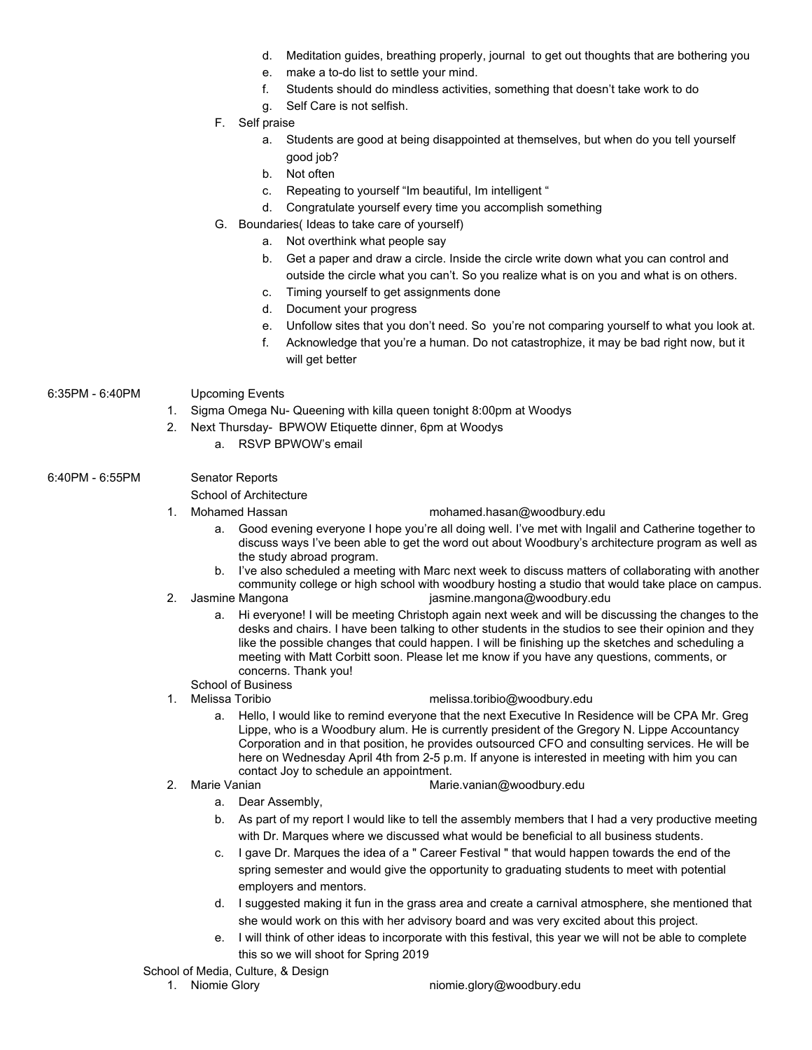d. Meditation guides, breathing properly, journal to get out thoughts that are bothering you
e. make a to-do list to settle your mind.
f. Students should do mindless activities, something that doesn't take work to do
g. Self Care is not selfish.

F. Self praise
   a. Students are good at being disappointed at themselves, but when do you tell yourself good job?
   b. Not often
   c. Repeating to yourself "Im beautiful, Im intelligent "
   d. Congratulate yourself every time you accomplish something

G. Boundaries( Ideas to take care of yourself)
   a. Not overthink what people say
   b. Get a paper and draw a circle. Inside the circle write down what you can control and outside the circle what you can't. So you realize what is on you and what is on others.
   c. Timing yourself to get assignments done
   d. Document your progress
   e. Unfollow sites that you don't need. So you're not comparing yourself to what you look at.
   f. Acknowledge that you're a human. Do not catastrophize, it may be bad right now, but it will get better

6:35PM - 6:40PM Upcoming Events

1. Sigma Omega Nu- Queening with killa queen tonight 8:00pm at Woodys
2. Next Thursday- BPWOW Etiquette dinner, 6pm at Woodys
   a. RSVP BPWOW's email

6:40PM - 6:55PM Senator Reports

School of Architecture

1. Mohamed Hassan mohamed.hasan@woodbury.edu
   a. Good evening everyone I hope you're all doing well. I've met with Ingalil and Catherine together to discuss ways I've been able to get the word out about Woodbury's architecture program as well as the study abroad program.
   b. I've also scheduled a meeting with Marc next week to discuss matters of collaborating with another community college or high school with woodbury hosting a studio that would take place on campus.
2. Jasmine Mangona jasmine.mangona@woodbury.edu
   a. Hi everyone! I will be meeting Christoph again next week and will be discussing the changes to the desks and chairs. I have been talking to other students in the studios to see their opinion and they like the possible changes that could happen. I will be finishing up the sketches and scheduling a meeting with Matt Corbitt soon. Please let me know if you have any questions, comments, or concerns. Thank you!

School of Business

1. Melissa Toribio melissa.toribio@woodbury.edu
   a. Hello, I would like to remind everyone that the next Executive In Residence will be CPA Mr. Greg Lippe, who is a Woodbury alum. He is currently president of the Gregory N. Lippe Accountancy Corporation and in that position, he provides outsourced CFO and consulting services. He will be here on Wednesday April 4th from 2-5 p.m. If anyone is interested in meeting with him you can contact Joy to schedule an appointment.
2. Marie Vanian Marie.vanian@woodbury.edu
   a. Dear Assembly,
   b. As part of my report I would like to tell the assembly members that I had a very productive meeting with Dr. Marques where we discussed what would be beneficial to all business students.
   c. I gave Dr. Marques the idea of a " Career Festival " that would happen towards the end of the spring semester and would give the opportunity to graduating students to meet with potential employers and mentors.
   d. I suggested making it fun in the grass area and create a carnival atmosphere, she mentioned that she would work on this with her advisory board and was very excited about this project.
   e. I will think of other ideas to incorporate with this festival, this year we will not be able to complete this so we will shoot for Spring 2019

School of Media, Culture, & Design

1. Niomie Glory niomie.glory@woodbury.edu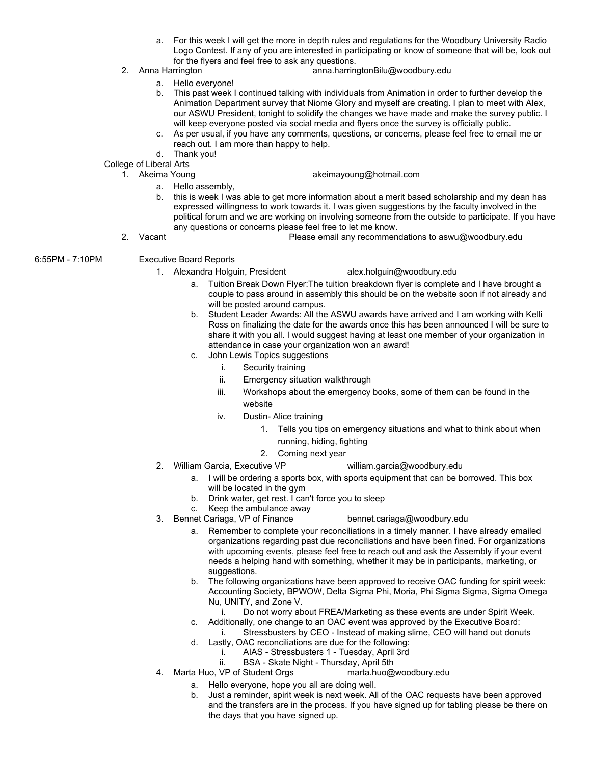a. For this week I will get the more in depth rules and regulations for the Woodbury University Radio Logo Contest. If any of you are interested in participating or know of someone that will be, look out for the flyers and feel free to ask any questions.

2. Anna Harrington anna.harringtonBilu@woodbury.edu
   a. Hello everyone!
   b. This past week I continued talking with individuals from Animation in order to further develop the Animation Department survey that Niome Glory and myself are creating. I plan to meet with Alex, our ASWU President, tonight to solidify the changes we have made and make the survey public. I will keep everyone posted via social media and flyers once the survey is officially public.
   c. As per usual, if you have any comments, questions, or concerns, please feel free to email me or reach out. I am more than happy to help.
   d. Thank you!

College of Liberal Arts

1. Akeima Young akeimayoung@hotmail.com
   a. Hello assembly,
   b. this is week I was able to get more information about a merit based scholarship and my dean has expressed willingness to work towards it. I was given suggestions by the faculty involved in the political forum and we are working on involving someone from the outside to participate. If you have any questions or concerns please feel free to let me know.
2. Vacant Please email any recommendations to aswu@woodbury.edu

6:55PM - 7:10PM Executive Board Reports

1. Alexandra Holguin, President alex.holguin@woodbury.edu
   a. Tuition Break Down Flyer:The tuition breakdown flyer is complete and I have brought a couple to pass around in assembly this should be on the website soon if not already and will be posted around campus.
   b. Student Leader Awards: All the ASWU awards have arrived and I am working with Kelli Ross on finalizing the date for the awards once this has been announced I will be sure to share it with you all. I would suggest having at least one member of your organization in attendance in case your organization won an award!
   c. John Lewis Topics suggestions
      i. Security training
      ii. Emergency situation walkthrough
      iii. Workshops about the emergency books, some of them can be found in the website
      iv. Dustin- Alice training
         1. Tells you tips on emergency situations and what to think about when running, hiding, fighting
         2. Coming next year
2. William Garcia, Executive VP william.garcia@woodbury.edu
   a. I will be ordering a sports box, with sports equipment that can be borrowed. This box will be located in the gym
   b. Drink water, get rest. I can't force you to sleep
   c. Keep the ambulance away
3. Bennet Cariaga, VP of Finance bennet.cariaga@woodbury.edu
   a. Remember to complete your reconciliations in a timely manner. I have already emailed organizations regarding past due reconciliations and have been fined. For organizations with upcoming events, please feel free to reach out and ask the Assembly if your event needs a helping hand with something, whether it may be in participants, marketing, or suggestions.
   b. The following organizations have been approved to receive OAC funding for spirit week: Accounting Society, BPWOW, Delta Sigma Phi, Moria, Phi Sigma Sigma, Sigma Omega Nu, UNITY, and Zone V.
      i. Do not worry about FREA/Marketing as these events are under Spirit Week.
   c. Additionally, one change to an OAC event was approved by the Executive Board:
      i. Stressbusters by CEO - Instead of making slime, CEO will hand out donuts
   d. Lastly, OAC reconciliations are due for the following:
      i. AIAS - Stressbusters 1 - Tuesday, April 3rd
      ii. BSA - Skate Night - Thursday, April 5th
4. Marta Huo, VP of Student Orgs marta.huo@woodbury.edu
   a. Hello everyone, hope you all are doing well.
   b. Just a reminder, spirit week is next week. All of the OAC requests have been approved and the transfers are in the process. If you have signed up for tabling please be there on the days that you have signed up.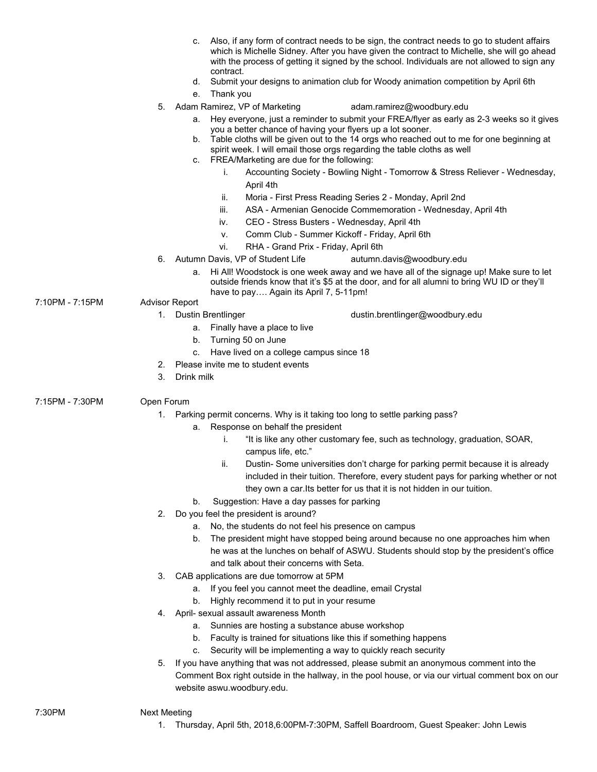c. Also, if any form of contract needs to be sign, the contract needs to go to student affairs which is Michelle Sidney. After you have given the contract to Michelle, she will go ahead with the process of getting it signed by the school. Individuals are not allowed to sign any contract.

d. Submit your designs to animation club for Woody animation competition by April 6th

e. Thank you

5. Adam Ramirez, VP of Marketing adam.ramirez@woodbury.edu
   - a. Hey everyone, just a reminder to submit your FREA/flyer as early as 2-3 weeks so it gives you a better chance of having your flyers up a lot sooner.
   - b. Table cloths will be given out to the 14 orgs who reached out to me for one beginning at spirit week. I will email those orgs regarding the table cloths as well
   - c. FREA/Marketing are due for the following:
     - i. Accounting Society - Bowling Night - Tomorrow & Stress Reliever - Wednesday, April 4th
     - ii. Moria - First Press Reading Series 2 - Monday, April 2nd
     - iii. ASA - Armenian Genocide Commemoration - Wednesday, April 4th
     - iv. CEO - Stress Busters - Wednesday, April 4th
     - v. Comm Club - Summer Kickoff - Friday, April 6th
     - vi. RHA - Grand Prix - Friday, April 6th
6. Autumn Davis, VP of Student Life autumn.davis@woodbury.edu
   - a. Hi All! Woodstock is one week away and we have all of the signage up! Make sure to let outside friends know that it's $5 at the door, and for all alumni to bring WU ID or they'll have to pay…. Again its April 7, 5-11pm!

7:10PM - 7:15PM **Advisor Report**

1. Dustin Brentlinger dustin.brentlinger@woodbury.edu
   - a. Finally have a place to live
   - b. Turning 50 on June
   - c. Have lived on a college campus since 18
2. Please invite me to student events
3. Drink milk

7:15PM - 7:30PM **Open Forum**

1. Parking permit concerns. Why is it taking too long to settle parking pass?
   - a. Response on behalf the president
     - i. "It is like any other customary fee, such as technology, graduation, SOAR, campus life, etc."
     - ii. Dustin- Some universities don't charge for parking permit because it is already included in their tuition. Therefore, every student pays for parking whether or not they own a car.Its better for us that it is not hidden in our tuition.
   - b. Suggestion: Have a day passes for parking
2. Do you feel the president is around?
   - a. No, the students do not feel his presence on campus
   - b. The president might have stopped being around because no one approaches him when he was at the lunches on behalf of ASWU. Students should stop by the president's office and talk about their concerns with Seta.
3. CAB applications are due tomorrow at 5PM
   - a. If you feel you cannot meet the deadline, email Crystal
   - b. Highly recommend it to put in your resume
4. April- sexual assault awareness Month
   - a. Sunnies are hosting a substance abuse workshop
   - b. Faculty is trained for situations like this if something happens
   - c. Security will be implementing a way to quickly reach security
5. If you have anything that was not addressed, please submit an anonymous comment into the Comment Box right outside in the hallway, in the pool house, or via our virtual comment box on our website aswu.woodbury.edu.

7:30PM **Next Meeting**

1. Thursday, April 5th, 2018,6:00PM-7:30PM, Saffell Boardroom, Guest Speaker: John Lewis